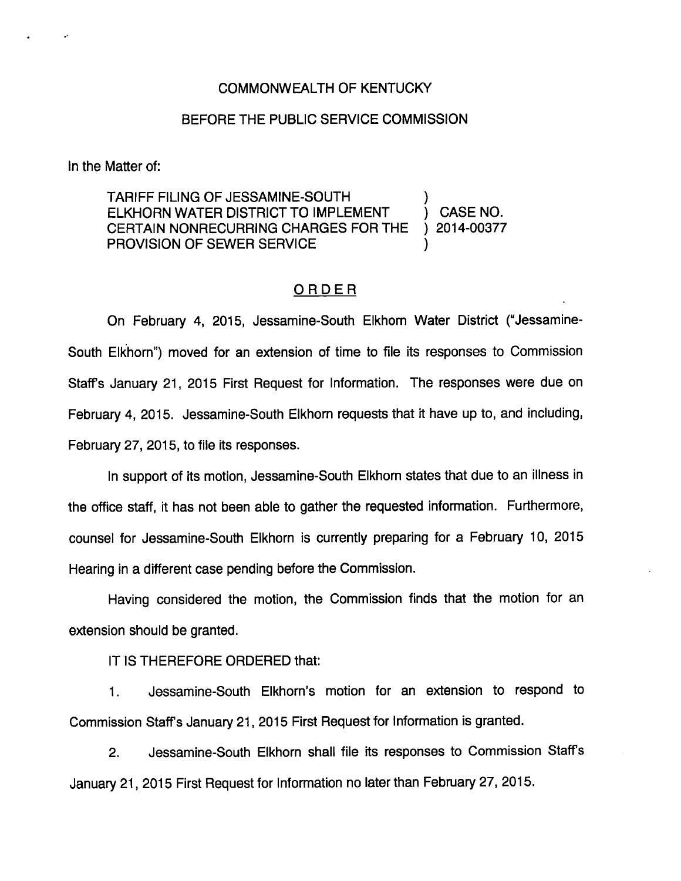COMMONWEALTH OF KENTUCKY

BEFORE THE PUBLIC SERVICE COMMISSION

In the Matter of:

| | | |
|---|---|---|
| TARIFF FILING OF JESSAMINE-SOUTH ELKHORN WATER DISTRICT TO IMPLEMENT CERTAIN NONRECURRING CHARGES FOR THE PROVISION OF SEWER SERVICE | ) | CASE NO. 2014-00377 |

## ORDER

On February 4, 2015, Jessamine-South Elkhorn Water District ("Jessamine-South Elkhorn") moved for an extension of time to file its responses to Commission Staff's January 21, 2015 First Request for Information. The responses were due on February 4, 2015. Jessamine-South Elkhorn requests that it have up to, and including, February 27, 2015, to file its responses.

In support of its motion, Jessamine-South Elkhorn states that due to an illness in the office staff, it has not been able to gather the requested information. Furthermore, counsel for Jessamine-South Elkhorn is currently preparing for a February 10, 2015 Hearing in a different case pending before the Commission.

Having considered the motion, the Commission finds that the motion for an extension should be granted.

IT IS THEREFORE ORDERED that:

1. Jessamine-South Elkhorn's motion for an extension to respond to Commission Staff's January 21, 2015 First Request for Information is granted.

2. Jessamine-South Elkhorn shall file its responses to Commission Staff's January 21, 2015 First Request for Information no later than February 27, 2015.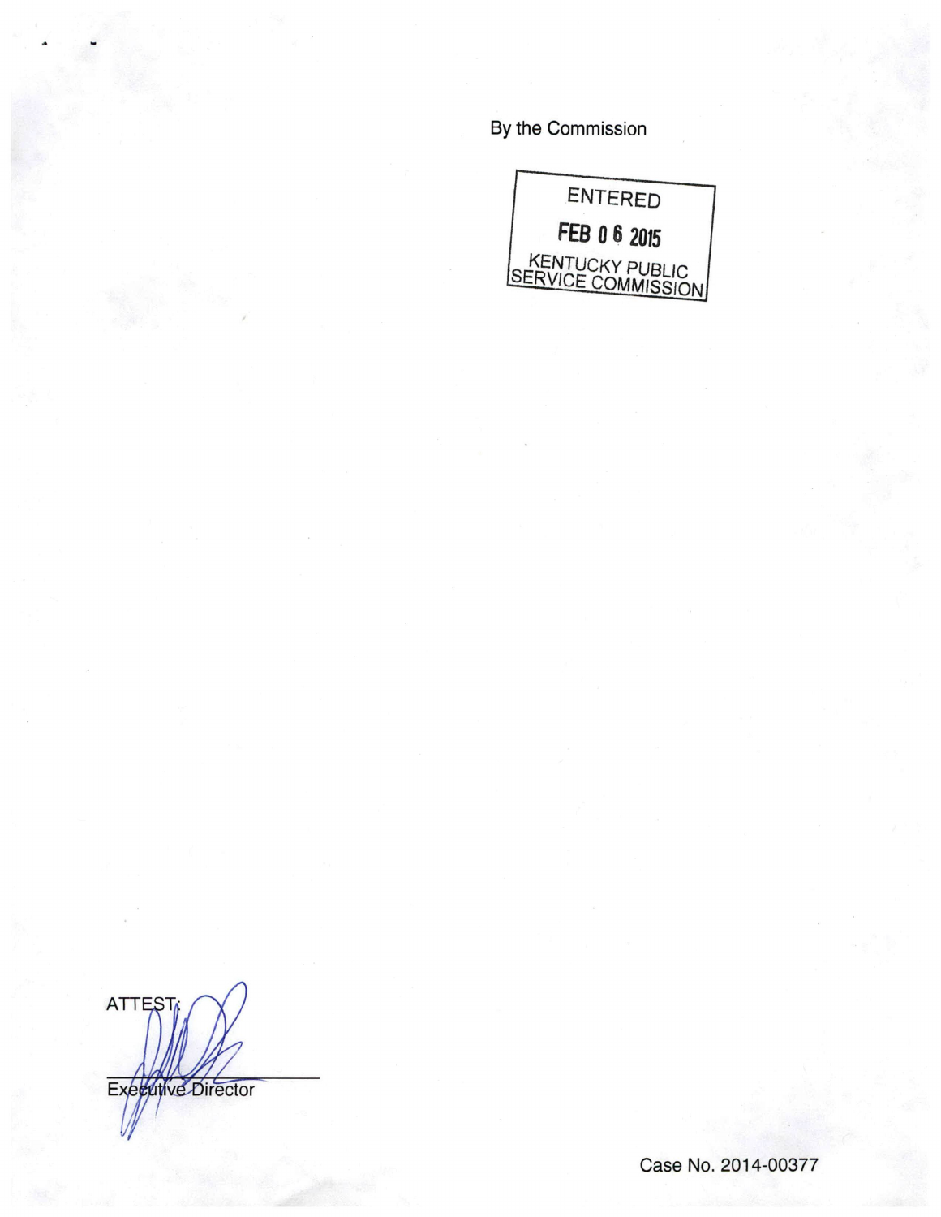By the Commission

ENTERED

FEB 06 2015

KENTUCKY PUBLIC SERVICE COMMISSION

ATTEST:

Executive Director

Case No. 2014-00377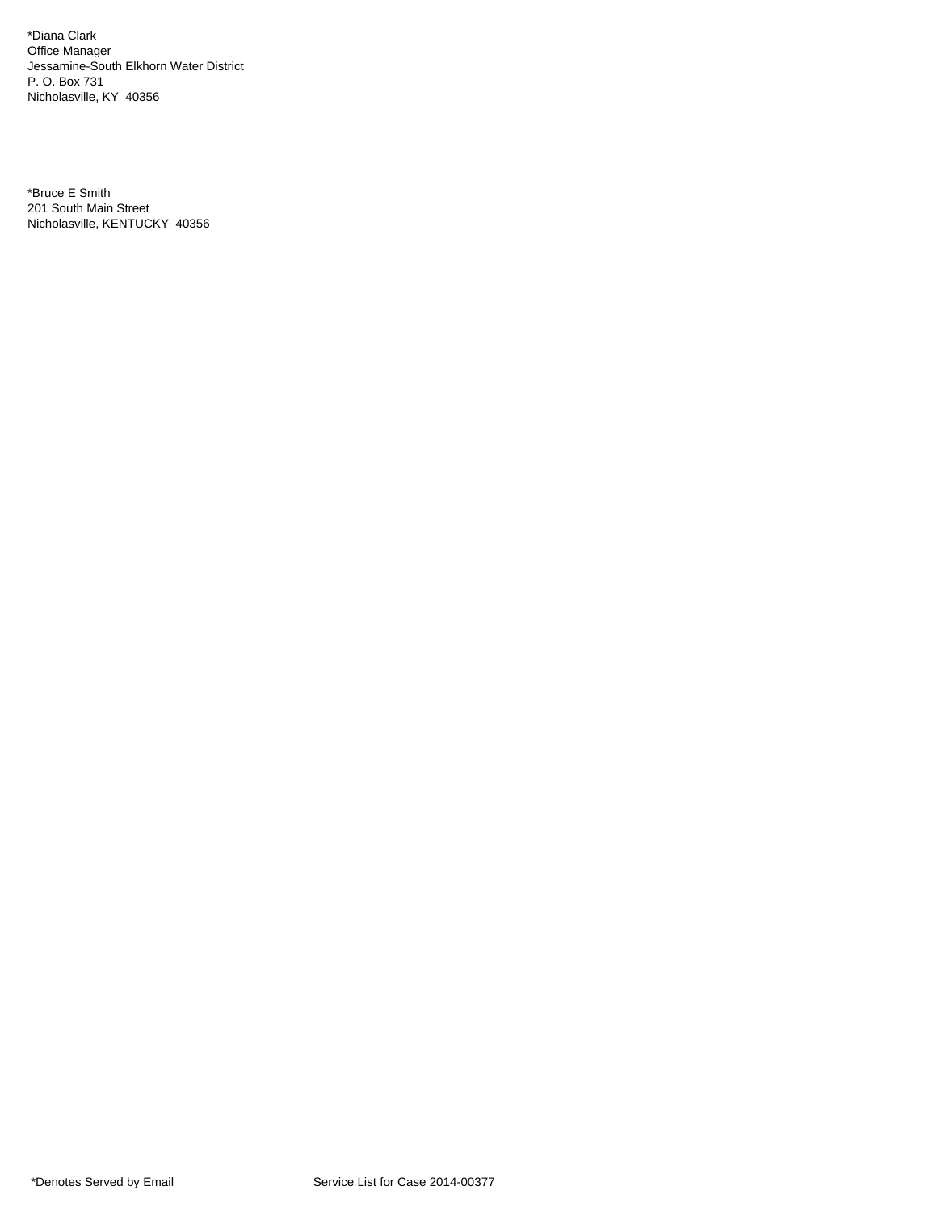*Diana Clark
Office Manager
Jessamine-South Elkhorn Water District
P. O. Box 731
Nicholasville, KY  40356

*Bruce E Smith
201 South Main Street
Nicholasville, KENTUCKY  40356

*Denotes Served by Email

Service List for Case 2014-00377